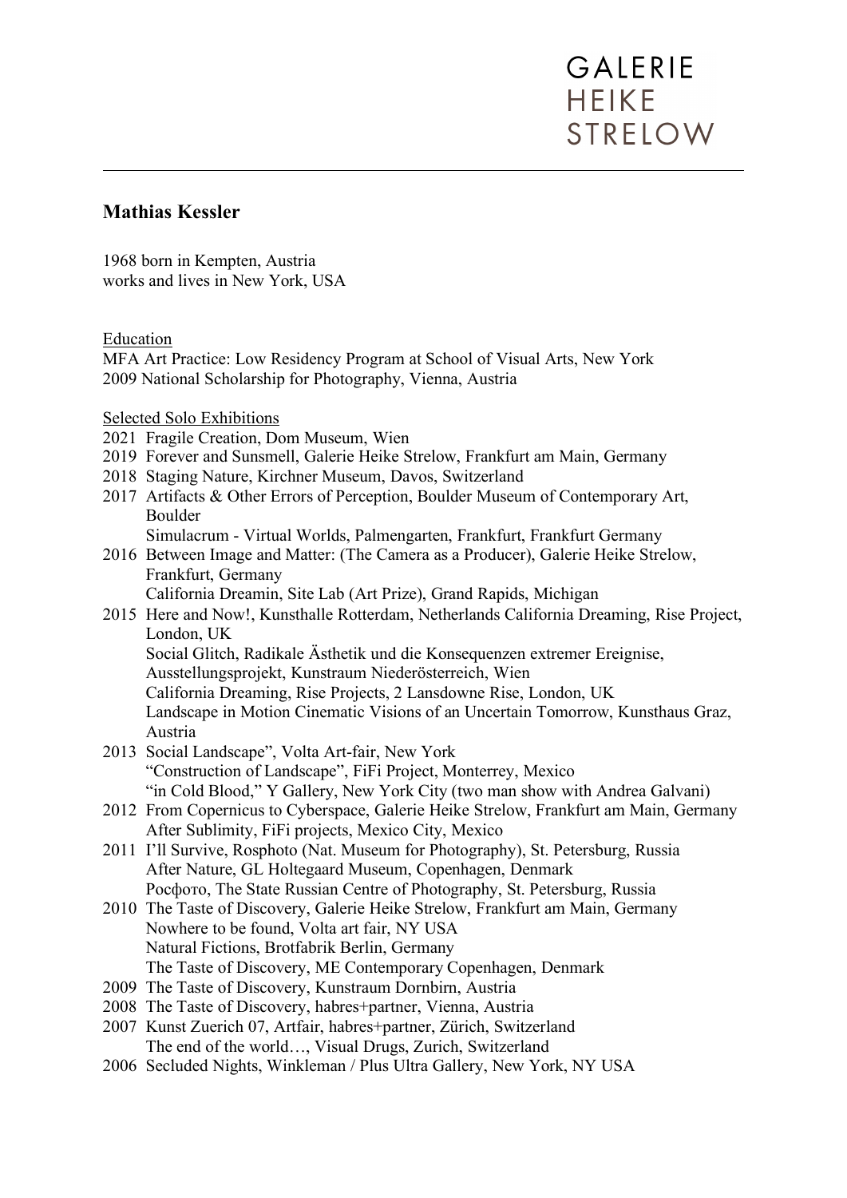GALERIE
HEIKE
STRELOW

# Mathias Kessler

1968 born in Kempten, Austria
works and lives in New York, USA

## Education

MFA Art Practice: Low Residency Program at School of Visual Arts, New York
2009 National Scholarship for Photography, Vienna, Austria

## Selected Solo Exhibitions

2021 Fragile Creation, Dom Museum, Wien
2019 Forever and Sunsmell, Galerie Heike Strelow, Frankfurt am Main, Germany
2018 Staging Nature, Kirchner Museum, Davos, Switzerland
2017 Artifacts & Other Errors of Perception, Boulder Museum of Contemporary Art, Boulder
Simulacrum - Virtual Worlds, Palmengarten, Frankfurt, Frankfurt Germany
2016 Between Image and Matter: (The Camera as a Producer), Galerie Heike Strelow, Frankfurt, Germany
California Dreamin, Site Lab (Art Prize), Grand Rapids, Michigan
2015 Here and Now!, Kunsthalle Rotterdam, Netherlands California Dreaming, Rise Project, London, UK
Social Glitch, Radikale Ästhetik und die Konsequenzen extremer Ereignise, Ausstellungsprojekt, Kunstraum Niederösterreich, Wien
California Dreaming, Rise Projects, 2 Lansdowne Rise, London, UK
Landscape in Motion Cinematic Visions of an Uncertain Tomorrow, Kunsthaus Graz, Austria
2013 Social Landscape", Volta Art-fair, New York
"Construction of Landscape", FiFi Project, Monterrey, Mexico
"in Cold Blood," Y Gallery, New York City (two man show with Andrea Galvani)
2012 From Copernicus to Cyberspace, Galerie Heike Strelow, Frankfurt am Main, Germany
After Sublimity, FiFi projects, Mexico City, Mexico
2011 I'll Survive, Rosphoto (Nat. Museum for Photography), St. Petersburg, Russia
After Nature, GL Holtegaard Museum, Copenhagen, Denmark
Росфото, The State Russian Centre of Photography, St. Petersburg, Russia
2010 The Taste of Discovery, Galerie Heike Strelow, Frankfurt am Main, Germany
Nowhere to be found, Volta art fair, NY USA
Natural Fictions, Brotfabrik Berlin, Germany
The Taste of Discovery, ME Contemporary Copenhagen, Denmark
2009 The Taste of Discovery, Kunstraum Dornbirn, Austria
2008 The Taste of Discovery, habres+partner, Vienna, Austria
2007 Kunst Zuerich 07, Artfair, habres+partner, Zürich, Switzerland
The end of the world…, Visual Drugs, Zurich, Switzerland
2006 Secluded Nights, Winkleman / Plus Ultra Gallery, New York, NY USA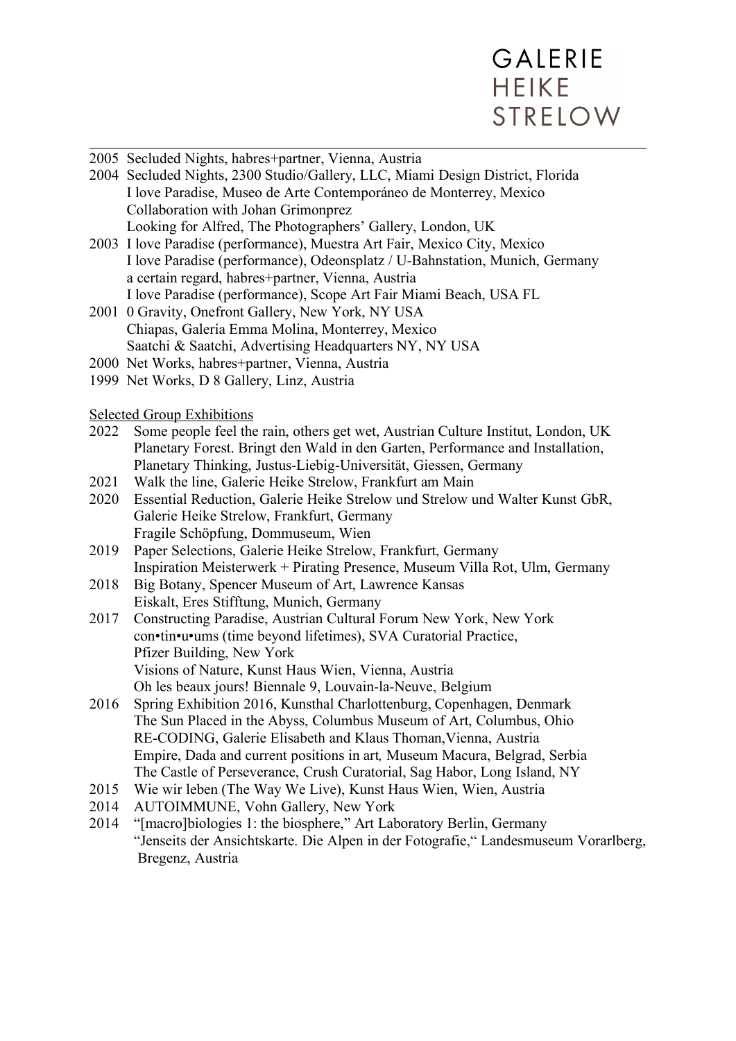2005 Secluded Nights, habres+partner, Vienna, Austria

2004 Secluded Nights, 2300 Studio/Gallery, LLC, Miami Design District, Florida
I love Paradise, Museo de Arte Contemporáneo de Monterrey, Mexico
Collaboration with Johan Grimonprez
Looking for Alfred, The Photographers' Gallery, London, UK

2003 I love Paradise (performance), Muestra Art Fair, Mexico City, Mexico
I love Paradise (performance), Odeonsplatz / U-Bahnstation, Munich, Germany
a certain regard, habres+partner, Vienna, Austria
I love Paradise (performance), Scope Art Fair Miami Beach, USA FL

2001 0 Gravity, Onefront Gallery, New York, NY USA
Chiapas, Galería Emma Molina, Monterrey, Mexico
Saatchi & Saatchi, Advertising Headquarters NY, NY USA

2000 Net Works, habres+partner, Vienna, Austria

1999 Net Works, D 8 Gallery, Linz, Austria

<u>Selected Group Exhibitions</u>

2022 Some people feel the rain, others get wet, Austrian Culture Institut, London, UK
Planetary Forest. Bringt den Wald in den Garten, Performance and Installation, Planetary Thinking, Justus-Liebig-Universität, Giessen, Germany

2021 Walk the line, Galerie Heike Strelow, Frankfurt am Main

2020 Essential Reduction, Galerie Heike Strelow und Strelow und Walter Kunst GbR, Galerie Heike Strelow, Frankfurt, Germany
Fragile Schöpfung, Dommuseum, Wien

2019 Paper Selections, Galerie Heike Strelow, Frankfurt, Germany
Inspiration Meisterwerk + Pirating Presence, Museum Villa Rot, Ulm, Germany

2018 Big Botany, Spencer Museum of Art, Lawrence Kansas
Eiskalt, Eres Stifftung, Munich, Germany

2017 Constructing Paradise, Austrian Cultural Forum New York, New York
con•tin•u•ums (time beyond lifetimes), SVA Curatorial Practice, Pfizer Building, New York
Visions of Nature, Kunst Haus Wien, Vienna, Austria
Oh les beaux jours! Biennale 9, Louvain-la-Neuve, Belgium

2016 Spring Exhibition 2016, Kunsthal Charlottenburg, Copenhagen, Denmark
The Sun Placed in the Abyss, Columbus Museum of Art, Columbus, Ohio
RE-CODING, Galerie Elisabeth and Klaus Thoman,Vienna, Austria
Empire, Dada and current positions in art*,* Museum Macura, Belgrad, Serbia
The Castle of Perseverance, Crush Curatorial, Sag Habor, Long Island, NY

2015 Wie wir leben (The Way We Live), Kunst Haus Wien, Wien, Austria

2014 AUTOIMMUNE, Vohn Gallery, New York

2014 "[macro]biologies 1: the biosphere," Art Laboratory Berlin, Germany
"Jenseits der Ansichtskarte. Die Alpen in der Fotografie," Landesmuseum Vorarlberg, Bregenz, Austria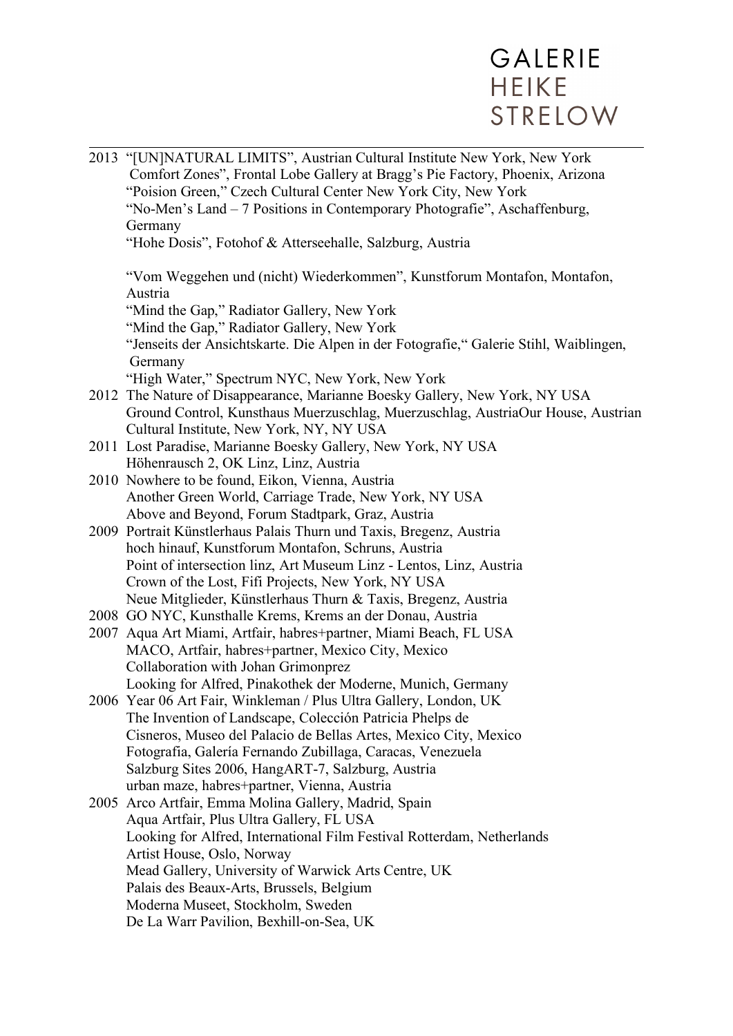2013 "[UN]NATURAL LIMITS", Austrian Cultural Institute New York, New York
Comfort Zones", Frontal Lobe Gallery at Bragg's Pie Factory, Phoenix, Arizona
"Poision Green," Czech Cultural Center New York City, New York
"No-Men's Land – 7 Positions in Contemporary Photografie", Aschaffenburg, Germany
"Hohe Dosis", Fotohof & Atterseehalle, Salzburg, Austria

"Vom Weggehen und (nicht) Wiederkommen", Kunstforum Montafon, Montafon, Austria
"Mind the Gap," Radiator Gallery, New York
"Mind the Gap," Radiator Gallery, New York
"Jenseits der Ansichtskarte. Die Alpen in der Fotografie," Galerie Stihl, Waiblingen, Germany
"High Water," Spectrum NYC, New York, New York

2012 The Nature of Disappearance, Marianne Boesky Gallery, New York, NY USA
Ground Control, Kunsthaus Muerzuschlag, Muerzuschlag, AustriaOur House, Austrian Cultural Institute, New York, NY, NY USA

2011 Lost Paradise, Marianne Boesky Gallery, New York, NY USA
Höhenrausch 2, OK Linz, Linz, Austria

2010 Nowhere to be found, Eikon, Vienna, Austria
Another Green World, Carriage Trade, New York, NY USA
Above and Beyond, Forum Stadtpark, Graz, Austria

2009 Portrait Künstlerhaus Palais Thurn und Taxis, Bregenz, Austria
hoch hinauf, Kunstforum Montafon, Schruns, Austria
Point of intersection linz, Art Museum Linz - Lentos, Linz, Austria
Crown of the Lost, Fifi Projects, New York, NY USA
Neue Mitglieder, Künstlerhaus Thurn & Taxis, Bregenz, Austria

2008 GO NYC, Kunsthalle Krems, Krems an der Donau, Austria

2007 Aqua Art Miami, Artfair, habres+partner, Miami Beach, FL USA
MACO, Artfair, habres+partner, Mexico City, Mexico
Collaboration with Johan Grimonprez
Looking for Alfred, Pinakothek der Moderne, Munich, Germany

2006 Year 06 Art Fair, Winkleman / Plus Ultra Gallery, London, UK
The Invention of Landscape, Colección Patricia Phelps de Cisneros, Museo del Palacio de Bellas Artes, Mexico City, Mexico
Fotografia, Galería Fernando Zubillaga, Caracas, Venezuela
Salzburg Sites 2006, HangART-7, Salzburg, Austria
urban maze, habres+partner, Vienna, Austria

2005 Arco Artfair, Emma Molina Gallery, Madrid, Spain
Aqua Artfair, Plus Ultra Gallery, FL USA
Looking for Alfred, International Film Festival Rotterdam, Netherlands
Artist House, Oslo, Norway
Mead Gallery, University of Warwick Arts Centre, UK
Palais des Beaux-Arts, Brussels, Belgium
Moderna Museet, Stockholm, Sweden
De La Warr Pavilion, Bexhill-on-Sea, UK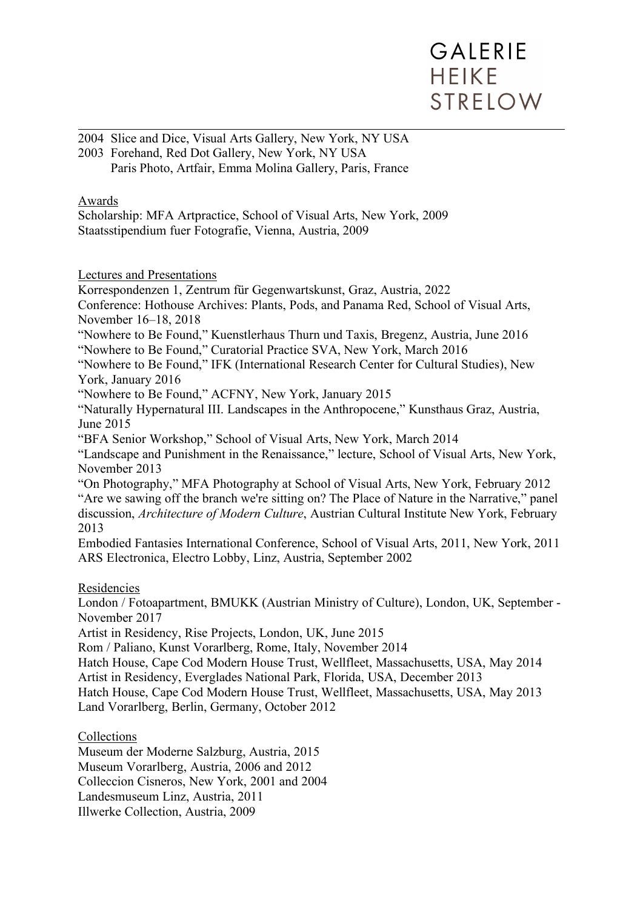2004 Slice and Dice, Visual Arts Gallery, New York, NY USA
2003 Forehand, Red Dot Gallery, New York, NY USA
Paris Photo, Artfair, Emma Molina Gallery, Paris, France

## Awards

Scholarship: MFA Artpractice, School of Visual Arts, New York, 2009
Staatsstipendium fuer Fotografie, Vienna, Austria, 2009

## Lectures and Presentations

Korrespondenzen 1, Zentrum für Gegenwartskunst, Graz, Austria, 2022
Conference: Hothouse Archives: Plants, Pods, and Panama Red, School of Visual Arts, November 16–18, 2018
"Nowhere to Be Found," Kuenstlerhaus Thurn und Taxis, Bregenz, Austria, June 2016
"Nowhere to Be Found," Curatorial Practice SVA, New York, March 2016
"Nowhere to Be Found," IFK (International Research Center for Cultural Studies), New York, January 2016
"Nowhere to Be Found," ACFNY, New York, January 2015
"Naturally Hypernatural III. Landscapes in the Anthropocene," Kunsthaus Graz, Austria, June 2015
"BFA Senior Workshop," School of Visual Arts, New York, March 2014
"Landscape and Punishment in the Renaissance," lecture, School of Visual Arts, New York, November 2013
"On Photography," MFA Photography at School of Visual Arts, New York, February 2012
"Are we sawing off the branch we're sitting on? The Place of Nature in the Narrative," panel discussion, *Architecture of Modern Culture*, Austrian Cultural Institute New York, February 2013
Embodied Fantasies International Conference, School of Visual Arts, 2011, New York, 2011
ARS Electronica, Electro Lobby, Linz, Austria, September 2002

## Residencies

London / Fotoapartment, BMUKK (Austrian Ministry of Culture), London, UK, September - November 2017
Artist in Residency, Rise Projects, London, UK, June 2015
Rom / Paliano, Kunst Vorarlberg, Rome, Italy, November 2014
Hatch House, Cape Cod Modern House Trust, Wellfleet, Massachusetts, USA, May 2014
Artist in Residency, Everglades National Park, Florida, USA, December 2013
Hatch House, Cape Cod Modern House Trust, Wellfleet, Massachusetts, USA, May 2013
Land Vorarlberg, Berlin, Germany, October 2012

## Collections

Museum der Moderne Salzburg, Austria, 2015
Museum Vorarlberg, Austria, 2006 and 2012
Colleccion Cisneros, New York, 2001 and 2004
Landesmuseum Linz, Austria, 2011
Illwerke Collection, Austria, 2009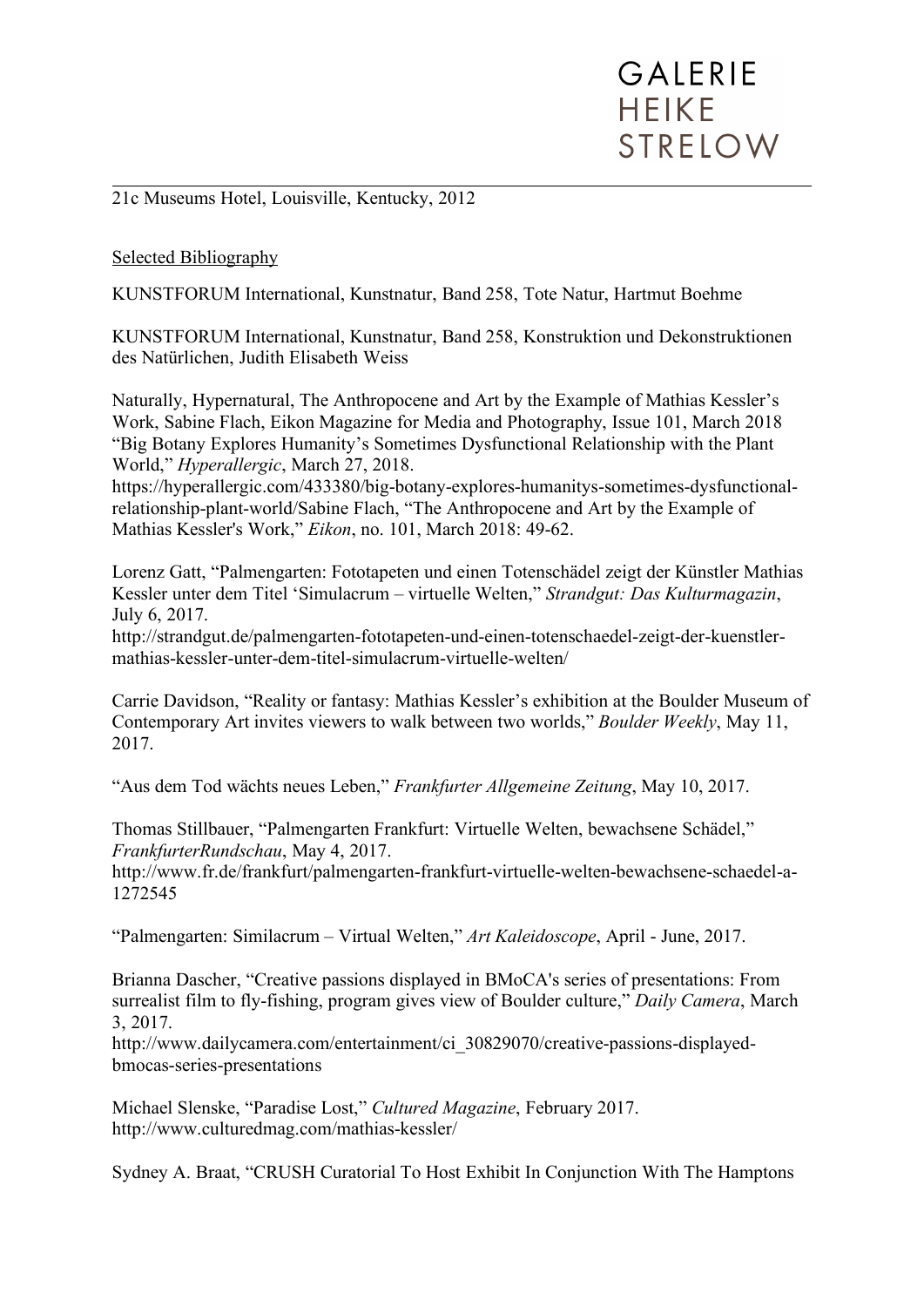21c Museums Hotel, Louisville, Kentucky, 2012

Selected Bibliography

KUNSTFORUM International, Kunstnatur, Band 258, Tote Natur, Hartmut Boehme

KUNSTFORUM International, Kunstnatur, Band 258, Konstruktion und Dekonstruktionen des Natürlichen, Judith Elisabeth Weiss

Naturally, Hypernatural, The Anthropocene and Art by the Example of Mathias Kessler's Work, Sabine Flach, Eikon Magazine for Media and Photography, Issue 101, March 2018
"Big Botany Explores Humanity's Sometimes Dysfunctional Relationship with the Plant World," *Hyperallergic*, March 27, 2018.
https://hyperallergic.com/433380/big-botany-explores-humanitys-sometimes-dysfunctional-relationship-plant-world/Sabine Flach, "The Anthropocene and Art by the Example of Mathias Kessler's Work," *Eikon*, no. 101, March 2018: 49-62.

Lorenz Gatt, "Palmengarten: Fototapeten und einen Totenschädel zeigt der Künstler Mathias Kessler unter dem Titel 'Simulacrum – virtuelle Welten," *Strandgut: Das Kulturmagazin*, July 6, 2017.
http://strandgut.de/palmengarten-fototapeten-und-einen-totenschaedel-zeigt-der-kuenstler-mathias-kessler-unter-dem-titel-simulacrum-virtuelle-welten/

Carrie Davidson, "Reality or fantasy: Mathias Kessler's exhibition at the Boulder Museum of Contemporary Art invites viewers to walk between two worlds," *Boulder Weekly*, May 11, 2017.

"Aus dem Tod wächts neues Leben," *Frankfurter Allgemeine Zeitung*, May 10, 2017.

Thomas Stillbauer, "Palmengarten Frankfurt: Virtuelle Welten, bewachsene Schädel," *FrankfurterRundschau*, May 4, 2017.
http://www.fr.de/frankfurt/palmengarten-frankfurt-virtuelle-welten-bewachsene-schaedel-a-1272545

"Palmengarten: Similacrum – Virtual Welten," *Art Kaleidoscope*, April - June, 2017.

Brianna Dascher, "Creative passions displayed in BMoCA's series of presentations: From surrealist film to fly-fishing, program gives view of Boulder culture," *Daily Camera*, March 3, 2017.
http://www.dailycamera.com/entertainment/ci_30829070/creative-passions-displayed-bmocas-series-presentations

Michael Slenske, "Paradise Lost," *Cultured Magazine*, February 2017.
http://www.culturedmag.com/mathias-kessler/

Sydney A. Braat, "CRUSH Curatorial To Host Exhibit In Conjunction With The Hamptons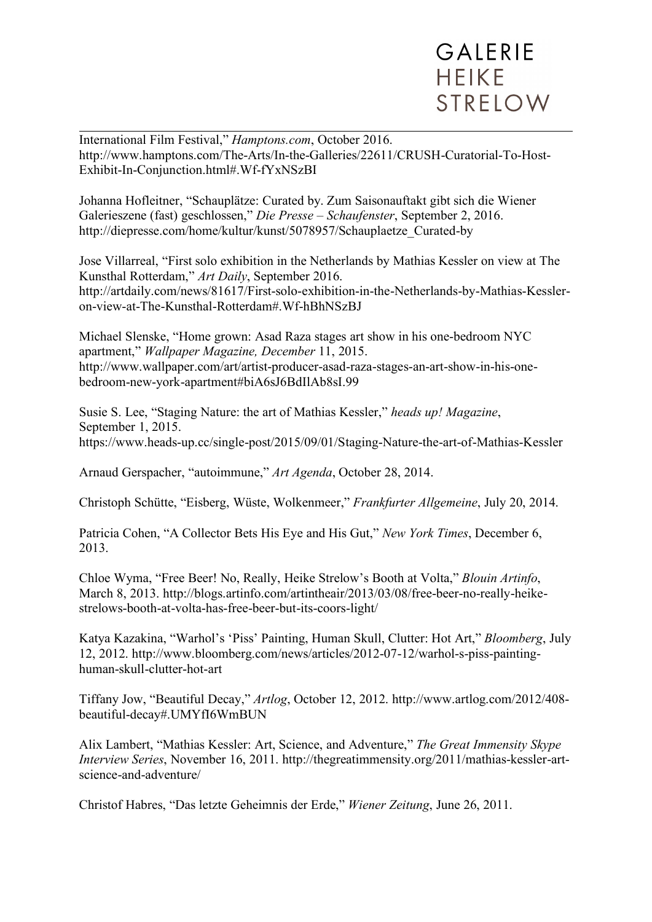International Film Festival," *Hamptons.com*, October 2016. http://www.hamptons.com/The-Arts/In-the-Galleries/22611/CRUSH-Curatorial-To-Host-Exhibit-In-Conjunction.html#.Wf-fYxNSzBI

Johanna Hofleitner, "Schauplätze: Curated by. Zum Saisonauftakt gibt sich die Wiener Galerieszene (fast) geschlossen," *Die Presse – Schaufenster*, September 2, 2016. http://diepresse.com/home/kultur/kunst/5078957/Schauplaetze_Curated-by

Jose Villarreal, "First solo exhibition in the Netherlands by Mathias Kessler on view at The Kunsthal Rotterdam," *Art Daily*, September 2016. http://artdaily.com/news/81617/First-solo-exhibition-in-the-Netherlands-by-Mathias-Kessler-on-view-at-The-Kunsthal-Rotterdam#.Wf-hBhNSzBJ

Michael Slenske, "Home grown: Asad Raza stages art show in his one-bedroom NYC apartment," *Wallpaper Magazine, December* 11, 2015. http://www.wallpaper.com/art/artist-producer-asad-raza-stages-an-art-show-in-his-one-bedroom-new-york-apartment#biA6sJ6BdIlAb8sI.99

Susie S. Lee, "Staging Nature: the art of Mathias Kessler," *heads up! Magazine*, September 1, 2015. https://www.heads-up.cc/single-post/2015/09/01/Staging-Nature-the-art-of-Mathias-Kessler

Arnaud Gerspacher, "autoimmune," *Art Agenda*, October 28, 2014.

Christoph Schütte, "Eisberg, Wüste, Wolkenmeer," *Frankfurter Allgemeine*, July 20, 2014.

Patricia Cohen, "A Collector Bets His Eye and His Gut," *New York Times*, December 6, 2013.

Chloe Wyma, "Free Beer! No, Really, Heike Strelow's Booth at Volta," *Blouin Artinfo*, March 8, 2013. http://blogs.artinfo.com/artintheair/2013/03/08/free-beer-no-really-heike-strelows-booth-at-volta-has-free-beer-but-its-coors-light/

Katya Kazakina, "Warhol's 'Piss' Painting, Human Skull, Clutter: Hot Art," *Bloomberg*, July 12, 2012. http://www.bloomberg.com/news/articles/2012-07-12/warhol-s-piss-painting-human-skull-clutter-hot-art

Tiffany Jow, "Beautiful Decay," *Artlog*, October 12, 2012. http://www.artlog.com/2012/408-beautiful-decay#.UMYfI6WmBUN

Alix Lambert, "Mathias Kessler: Art, Science, and Adventure," *The Great Immensity Skype Interview Series*, November 16, 2011. http://thegreatimmensity.org/2011/mathias-kessler-art-science-and-adventure/

Christof Habres, "Das letzte Geheimnis der Erde," *Wiener Zeitung*, June 26, 2011.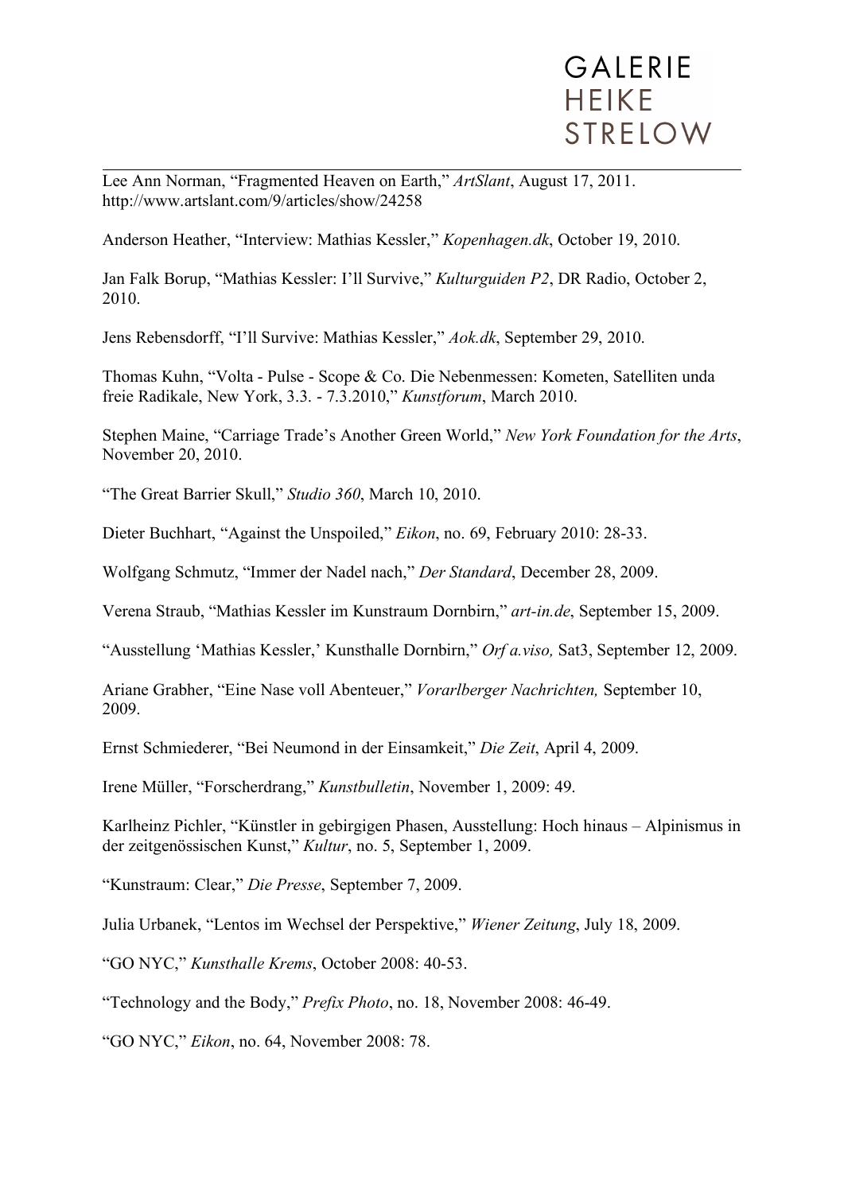Lee Ann Norman, "Fragmented Heaven on Earth," *ArtSlant*, August 17, 2011. http://www.artslant.com/9/articles/show/24258

Anderson Heather, "Interview: Mathias Kessler," *Kopenhagen.dk*, October 19, 2010.

Jan Falk Borup, "Mathias Kessler: I'll Survive," *Kulturguiden P2*, DR Radio, October 2, 2010.

Jens Rebensdorff, "I'll Survive: Mathias Kessler," *Aok.dk*, September 29, 2010.

Thomas Kuhn, "Volta - Pulse - Scope & Co. Die Nebenmessen: Kometen, Satelliten unda freie Radikale, New York, 3.3. - 7.3.2010," *Kunstforum*, March 2010.

Stephen Maine, "Carriage Trade's Another Green World," *New York Foundation for the Arts*, November 20, 2010.

"The Great Barrier Skull," *Studio 360*, March 10, 2010.

Dieter Buchhart, "Against the Unspoiled," *Eikon*, no. 69, February 2010: 28-33.

Wolfgang Schmutz, "Immer der Nadel nach," *Der Standard*, December 28, 2009.

Verena Straub, "Mathias Kessler im Kunstraum Dornbirn," *art-in.de*, September 15, 2009.

"Ausstellung 'Mathias Kessler,' Kunsthalle Dornbirn," *Orf a.viso,* Sat3, September 12, 2009.

Ariane Grabher, "Eine Nase voll Abenteuer," *Vorarlberger Nachrichten,* September 10, 2009.

Ernst Schmiederer, "Bei Neumond in der Einsamkeit," *Die Zeit*, April 4, 2009.

Irene Müller, "Forscherdrang," *Kunstbulletin*, November 1, 2009: 49.

Karlheinz Pichler, "Künstler in gebirgigen Phasen, Ausstellung: Hoch hinaus – Alpinismus in der zeitgenössischen Kunst," *Kultur*, no. 5, September 1, 2009.

"Kunstraum: Clear," *Die Presse*, September 7, 2009.

Julia Urbanek, "Lentos im Wechsel der Perspektive," *Wiener Zeitung*, July 18, 2009.

"GO NYC," *Kunsthalle Krems*, October 2008: 40-53.

"Technology and the Body," *Prefix Photo*, no. 18, November 2008: 46-49.

"GO NYC," *Eikon*, no. 64, November 2008: 78.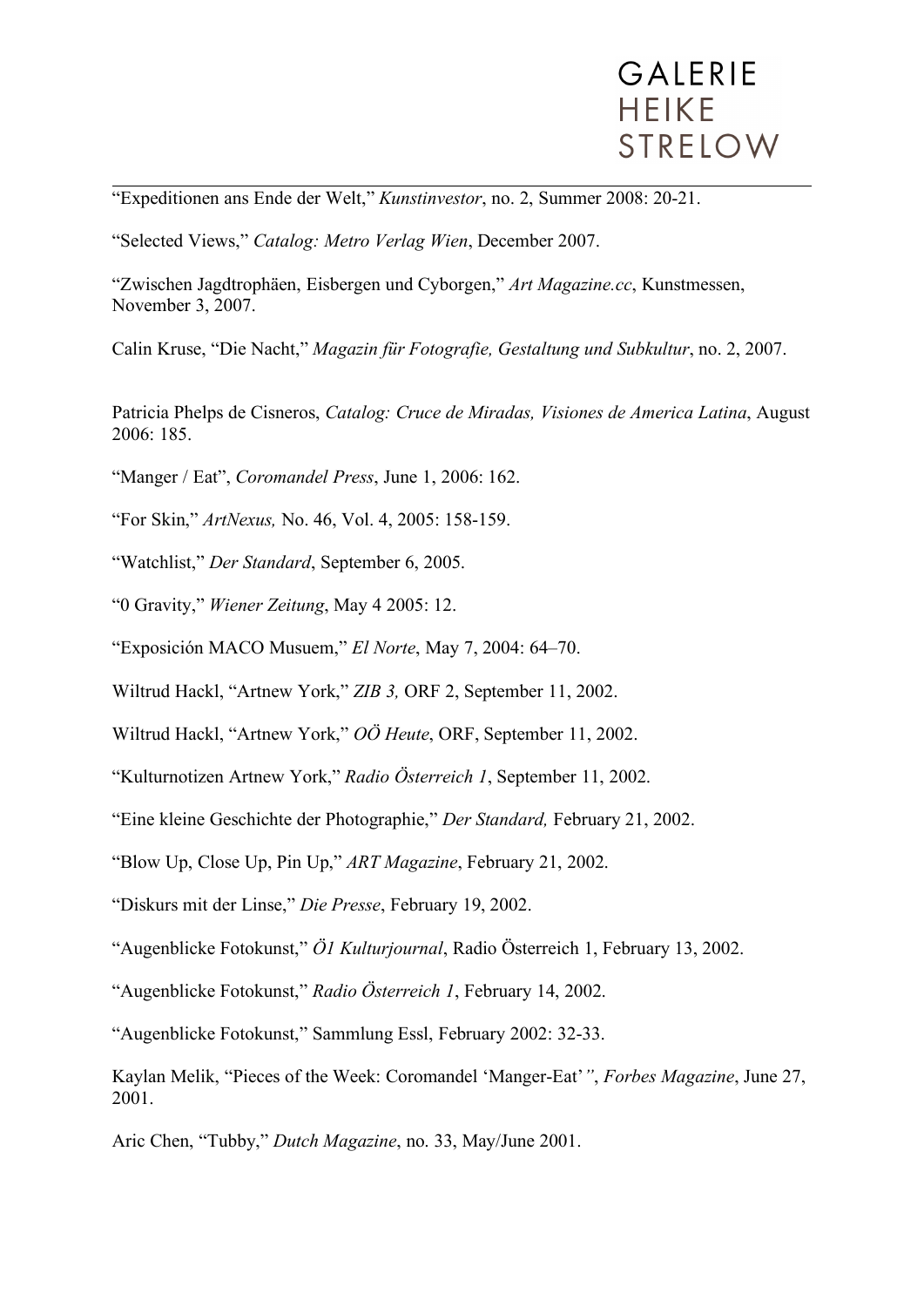“Expeditionen ans Ende der Welt,” *Kunstinvestor*, no. 2, Summer 2008: 20-21.

“Selected Views,” *Catalog: Metro Verlag Wien*, December 2007.

“Zwischen Jagdtrophäen, Eisbergen und Cyborgen,” *Art Magazine.cc*, Kunstmessen, November 3, 2007.

Calin Kruse, “Die Nacht,” *Magazin für Fotografie, Gestaltung und Subkultur*, no. 2, 2007.

Patricia Phelps de Cisneros, *Catalog: Cruce de Miradas, Visiones de America Latina*, August 2006: 185.

“Manger / Eat”, *Coromandel Press*, June 1, 2006: 162.

“For Skin,” *ArtNexus,* No. 46, Vol. 4, 2005: 158-159.

“Watchlist,” *Der Standard*, September 6, 2005.

“0 Gravity,” *Wiener Zeitung*, May 4 2005: 12.

“Exposición MACO Musuem,” *El Norte*, May 7, 2004: 64–70.

Wiltrud Hackl, “Artnew York,” *ZIB 3,* ORF 2, September 11, 2002.

Wiltrud Hackl, “Artnew York,” *OÖ Heute*, ORF, September 11, 2002.

“Kulturnotizen Artnew York,” *Radio Österreich 1*, September 11, 2002.

“Eine kleine Geschichte der Photographie,” *Der Standard,* February 21, 2002.

“Blow Up, Close Up, Pin Up,” *ART Magazine*, February 21, 2002.

“Diskurs mit der Linse,” *Die Presse*, February 19, 2002.

“Augenblicke Fotokunst,” *Ö1 Kulturjournal*, Radio Österreich 1, February 13, 2002.

“Augenblicke Fotokunst,” *Radio Österreich 1*, February 14, 2002.

“Augenblicke Fotokunst,” Sammlung Essl, February 2002: 32-33.

Kaylan Melik, “Pieces of the Week: Coromandel ‘Manger-Eat’”, *Forbes Magazine*, June 27, 2001.

Aric Chen, “Tubby,” *Dutch Magazine*, no. 33, May/June 2001.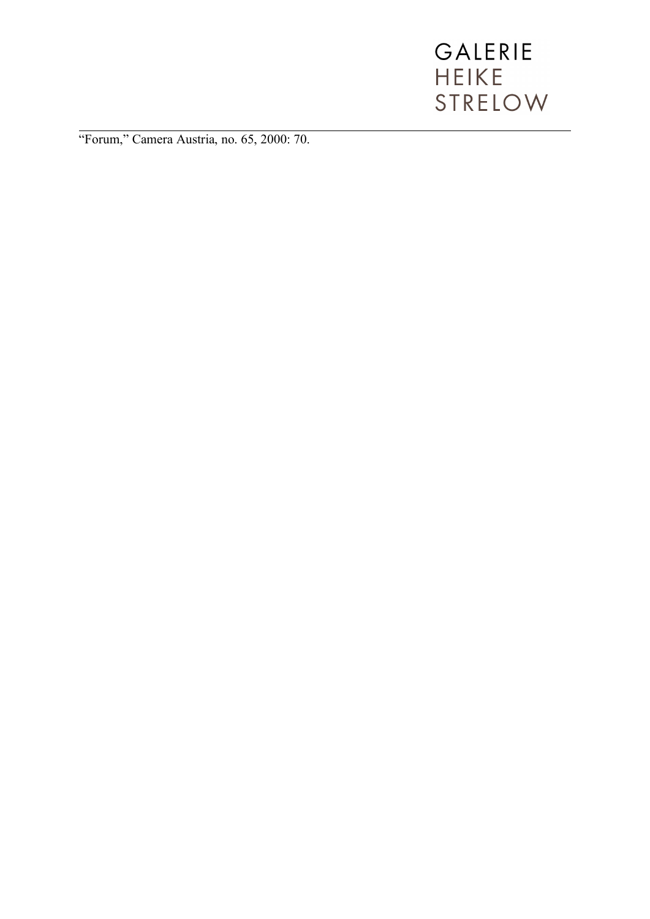"Forum," Camera Austria, no. 65, 2000: 70.